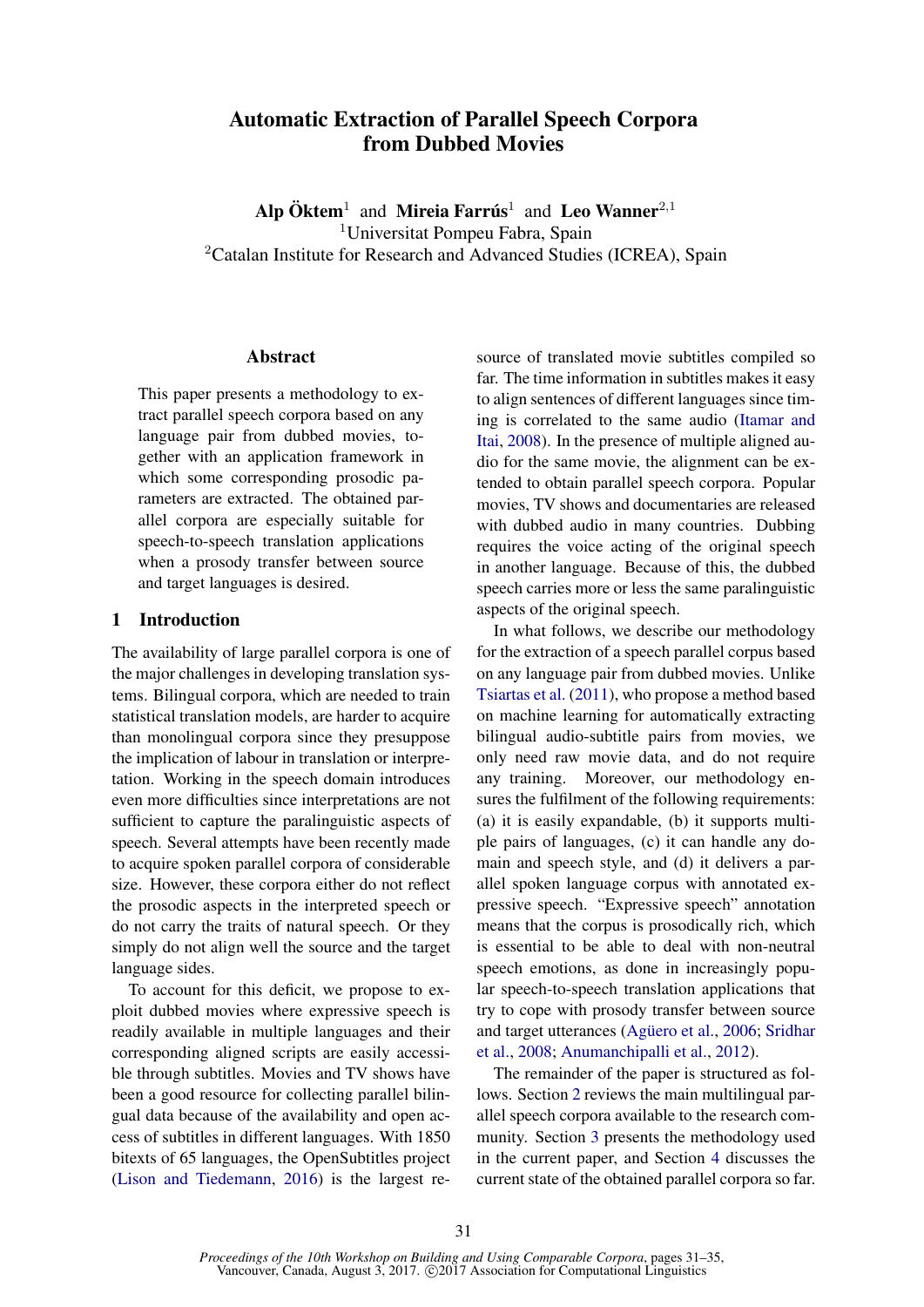# Automatic Extraction of Parallel Speech Corpora from Dubbed Movies

**Alp Öktem**[1] and **Mireia Farrús**[1] and **Leo Wanner**[2,1]

[1]Universitat Pompeu Fabra, Spain

[2]Catalan Institute for Research and Advanced Studies (ICREA), Spain

## Abstract

This paper presents a methodology to extract parallel speech corpora based on any language pair from dubbed movies, together with an application framework in which some corresponding prosodic parameters are extracted. The obtained parallel corpora are especially suitable for speech-to-speech translation applications when a prosody transfer between source and target languages is desired.

## 1 Introduction

The availability of large parallel corpora is one of the major challenges in developing translation systems. Bilingual corpora, which are needed to train statistical translation models, are harder to acquire than monolingual corpora since they presuppose the implication of labour in translation or interpretation. Working in the speech domain introduces even more difficulties since interpretations are not sufficient to capture the paralinguistic aspects of speech. Several attempts have been recently made to acquire spoken parallel corpora of considerable size. However, these corpora either do not reflect the prosodic aspects in the interpreted speech or do not carry the traits of natural speech. Or they simply do not align well the source and the target language sides.

To account for this deficit, we propose to exploit dubbed movies where expressive speech is readily available in multiple languages and their corresponding aligned scripts are easily accessible through subtitles. Movies and TV shows have been a good resource for collecting parallel bilingual data because of the availability and open access of subtitles in different languages. With 1850 bitexts of 65 languages, the OpenSubtitles project (Lison and Tiedemann, 2016) is the largest resource of translated movie subtitles compiled so far. The time information in subtitles makes it easy to align sentences of different languages since timing is correlated to the same audio (Itamar and Itai, 2008). In the presence of multiple aligned audio for the same movie, the alignment can be extended to obtain parallel speech corpora. Popular movies, TV shows and documentaries are released with dubbed audio in many countries. Dubbing requires the voice acting of the original speech in another language. Because of this, the dubbed speech carries more or less the same paralinguistic aspects of the original speech.

In what follows, we describe our methodology for the extraction of a speech parallel corpus based on any language pair from dubbed movies. Unlike Tsiartas et al. (2011), who propose a method based on machine learning for automatically extracting bilingual audio-subtitle pairs from movies, we only need raw movie data, and do not require any training. Moreover, our methodology ensures the fulfilment of the following requirements: (a) it is easily expandable, (b) it supports multiple pairs of languages, (c) it can handle any domain and speech style, and (d) it delivers a parallel spoken language corpus with annotated expressive speech. "Expressive speech" annotation means that the corpus is prosodically rich, which is essential to be able to deal with non-neutral speech emotions, as done in increasingly popular speech-to-speech translation applications that try to cope with prosody transfer between source and target utterances (Agüero et al., 2006; Sridhar et al., 2008; Anumanchipalli et al., 2012).

The remainder of the paper is structured as follows. Section 2 reviews the main multilingual parallel speech corpora available to the research community. Section 3 presents the methodology used in the current paper, and Section 4 discusses the current state of the obtained parallel corpora so far.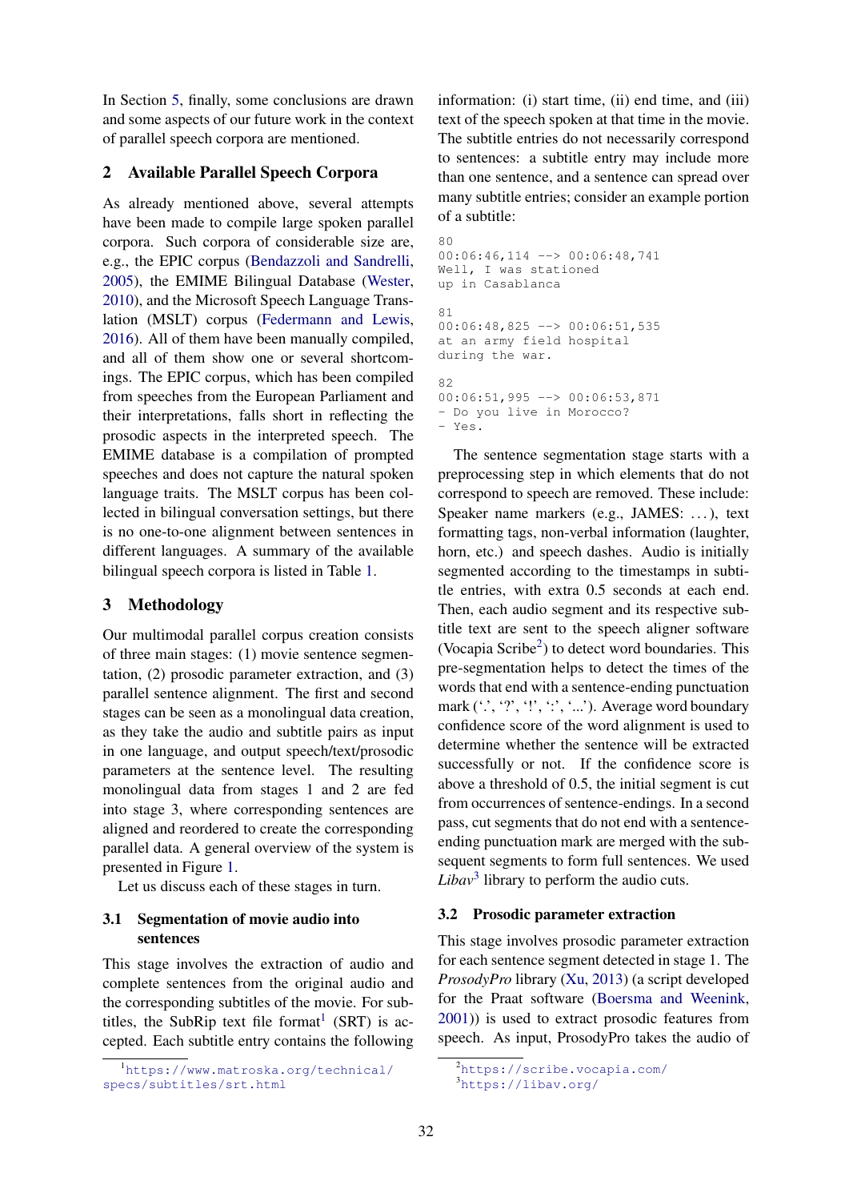In Section 5, finally, some conclusions are drawn and some aspects of our future work in the context of parallel speech corpora are mentioned.

## 2 Available Parallel Speech Corpora

As already mentioned above, several attempts have been made to compile large spoken parallel corpora. Such corpora of considerable size are, e.g., the EPIC corpus (Bendazzoli and Sandrelli, 2005), the EMIME Bilingual Database (Wester, 2010), and the Microsoft Speech Language Translation (MSLT) corpus (Federmann and Lewis, 2016). All of them have been manually compiled, and all of them show one or several shortcomings. The EPIC corpus, which has been compiled from speeches from the European Parliament and their interpretations, falls short in reflecting the prosodic aspects in the interpreted speech. The EMIME database is a compilation of prompted speeches and does not capture the natural spoken language traits. The MSLT corpus has been collected in bilingual conversation settings, but there is no one-to-one alignment between sentences in different languages. A summary of the available bilingual speech corpora is listed in Table 1.

## 3 Methodology

Our multimodal parallel corpus creation consists of three main stages: (1) movie sentence segmentation, (2) prosodic parameter extraction, and (3) parallel sentence alignment. The first and second stages can be seen as a monolingual data creation, as they take the audio and subtitle pairs as input in one language, and output speech/text/prosodic parameters at the sentence level. The resulting monolingual data from stages 1 and 2 are fed into stage 3, where corresponding sentences are aligned and reordered to create the corresponding parallel data. A general overview of the system is presented in Figure 1.

Let us discuss each of these stages in turn.

### 3.1 Segmentation of movie audio into sentences

This stage involves the extraction of audio and complete sentences from the original audio and the corresponding subtitles of the movie. For subtitles, the SubRip text file format[1] (SRT) is accepted. Each subtitle entry contains the following information: (i) start time, (ii) end time, and (iii) text of the speech spoken at that time in the movie. The subtitle entries do not necessarily correspond to sentences: a subtitle entry may include more than one sentence, and a sentence can spread over many subtitle entries; consider an example portion of a subtitle:

```
80
00:06:46,114 --> 00:06:48,741
Well, I was stationed
up in Casablanca

81
00:06:48,825 --> 00:06:51,535
at an army field hospital
during the war.

82
00:06:51,995 --> 00:06:53,871
- Do you live in Morocco?
- Yes.
```

The sentence segmentation stage starts with a preprocessing step in which elements that do not correspond to speech are removed. These include: Speaker name markers (e.g., JAMES: ...), text formatting tags, non-verbal information (laughter, horn, etc.) and speech dashes. Audio is initially segmented according to the timestamps in subtitle entries, with extra 0.5 seconds at each end. Then, each audio segment and its respective subtitle text are sent to the speech aligner software (Vocapia Scribe[2]) to detect word boundaries. This pre-segmentation helps to detect the times of the words that end with a sentence-ending punctuation mark (‘.’, ‘?’, ‘!’, ‘:’, ‘...’). Average word boundary confidence score of the word alignment is used to determine whether the sentence will be extracted successfully or not. If the confidence score is above a threshold of 0.5, the initial segment is cut from occurrences of sentence-endings. In a second pass, cut segments that do not end with a sentence-ending punctuation mark are merged with the subsequent segments to form full sentences. We used *Libav*[3] library to perform the audio cuts.

### 3.2 Prosodic parameter extraction

This stage involves prosodic parameter extraction for each sentence segment detected in stage 1. The *ProsodyPro* library (Xu, 2013) (a script developed for the Praat software (Boersma and Weenink, 2001)) is used to extract prosodic features from speech. As input, ProsodyPro takes the audio of

[1] https://www.matroska.org/technical/specs/subtitles/srt.html

[2] https://scribe.vocapia.com/

[3] https://libav.org/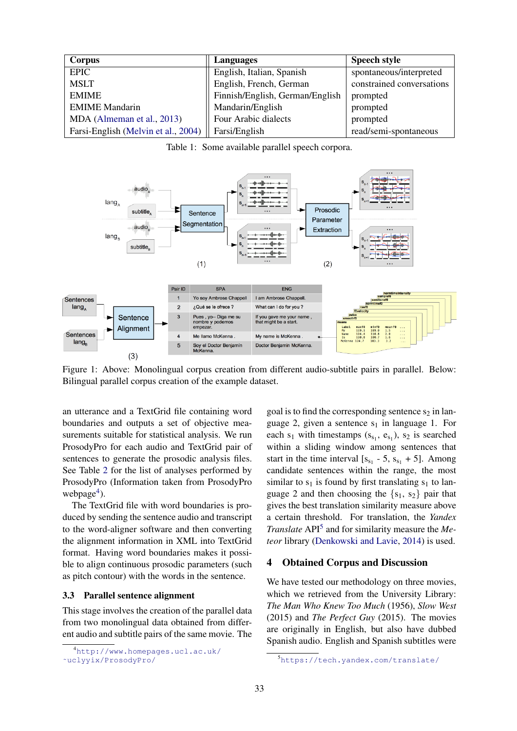| Corpus | Languages | Speech style |
|---|---|---|
| EPIC | English, Italian, Spanish | spontaneous/interpreted |
| MSLT | English, French, German | constrained conversations |
| EMIME | Finnish/English, German/English | prompted |
| EMIME Mandarin | Mandarin/English | prompted |
| MDA (Almeman et al., 2013) | Four Arabic dialects | prompted |
| Farsi-English (Melvin et al., 2004) | Farsi/English | read/semi-spontaneous |

Table 1: Some available parallel speech corpora.

Figure 1: Above: Monolingual corpus creation from different audio-subtitle pairs in parallel. Below: Bilingual parallel corpus creation of the example dataset.

an utterance and a TextGrid file containing word boundaries and outputs a set of objective measurements suitable for statistical analysis. We run ProsodyPro for each audio and TextGrid pair of sentences to generate the prosodic analysis files. See Table 2 for the list of analyses performed by ProsodyPro (Information taken from ProsodyPro webpage[4]).

The TextGrid file with word boundaries is produced by sending the sentence audio and transcript to the word-aligner software and then converting the alignment information in XML into TextGrid format. Having word boundaries makes it possible to align continuous prosodic parameters (such as pitch contour) with the words in the sentence.

### 3.3 Parallel sentence alignment

This stage involves the creation of the parallel data from two monolingual data obtained from different audio and subtitle pairs of the same movie. The goal is to find the corresponding sentence $s_2$ in language 2, given a sentence $s_1$ in language 1. For each $s_1$ with timestamps $(s_{s_1}, e_{s_1})$, $s_2$ is searched within a sliding window among sentences that start in the time interval $[s_{s_1} - 5, s_{s_1} + 5]$. Among candidate sentences within the range, the most similar to $s_1$ is found by first translating $s_1$ to language 2 and then choosing the $\{s_1, s_2\}$ pair that gives the best translation similarity measure above a certain threshold. For translation, the *Yandex Translate* API[5] and for similarity measure the *Meteor* library (Denkowski and Lavie, 2014) is used.

## 4 Obtained Corpus and Discussion

We have tested our methodology on three movies, which we retrieved from the University Library: *The Man Who Knew Too Much* (1956), *Slow West* (2015) and *The Perfect Guy* (2015). The movies are originally in English, but also have dubbed Spanish audio. English and Spanish subtitles were

[4] http://www.homepages.ucl.ac.uk/~uclyyix/ProsodyPro/

[5] https://tech.yandex.com/translate/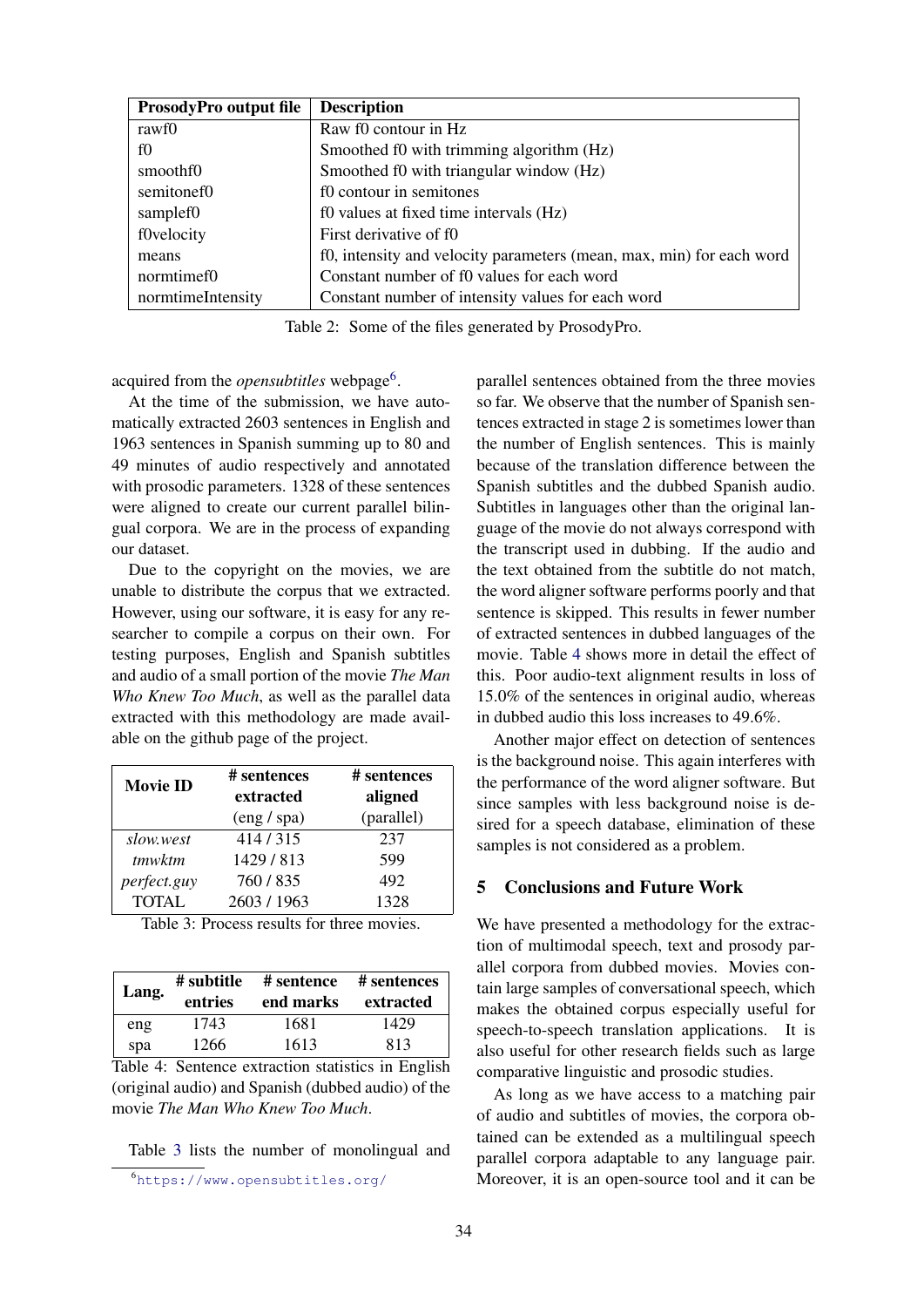| ProsodyPro output file | Description |
|---|---|
| rawf0 | Raw f0 contour in Hz |
| f0 | Smoothed f0 with trimming algorithm (Hz) |
| smoothf0 | Smoothed f0 with triangular window (Hz) |
| semitonef0 | f0 contour in semitones |
| samplef0 | f0 values at fixed time intervals (Hz) |
| f0velocity | First derivative of f0 |
| means | f0, intensity and velocity parameters (mean, max, min) for each word |
| normtimef0 | Constant number of f0 values for each word |
| normtimeIntensity | Constant number of intensity values for each word |

Table 2: Some of the files generated by ProsodyPro.

acquired from the *opensubtitles* webpage[6].

At the time of the submission, we have automatically extracted 2603 sentences in English and 1963 sentences in Spanish summing up to 80 and 49 minutes of audio respectively and annotated with prosodic parameters. 1328 of these sentences were aligned to create our current parallel bilingual corpora. We are in the process of expanding our dataset.

Due to the copyright on the movies, we are unable to distribute the corpus that we extracted. However, using our software, it is easy for any researcher to compile a corpus on their own. For testing purposes, English and Spanish subtitles and audio of a small portion of the movie *The Man Who Knew Too Much*, as well as the parallel data extracted with this methodology are made available on the github page of the project.

| Movie ID | # sentences extracted (eng / spa) | # sentences aligned (parallel) |
|---|---|---|
| *slow.west* | 414 / 315 | 237 |
| *tmwktm* | 1429 / 813 | 599 |
| *perfect.guy* | 760 / 835 | 492 |
| TOTAL | 2603 / 1963 | 1328 |

Table 3: Process results for three movies.

| Lang. | # subtitle entries | # sentence end marks | # sentences extracted |
|---|---|---|---|
| eng | 1743 | 1681 | 1429 |
| spa | 1266 | 1613 | 813 |

Table 4: Sentence extraction statistics in English (original audio) and Spanish (dubbed audio) of the movie *The Man Who Knew Too Much*.

Table 3 lists the number of monolingual and parallel sentences obtained from the three movies so far. We observe that the number of Spanish sentences extracted in stage 2 is sometimes lower than the number of English sentences. This is mainly because of the translation difference between the Spanish subtitles and the dubbed Spanish audio. Subtitles in languages other than the original language of the movie do not always correspond with the transcript used in dubbing. If the audio and the text obtained from the subtitle do not match, the word aligner software performs poorly and that sentence is skipped. This results in fewer number of extracted sentences in dubbed languages of the movie. Table 4 shows more in detail the effect of this. Poor audio-text alignment results in loss of 15.0% of the sentences in original audio, whereas in dubbed audio this loss increases to 49.6%.

Another major effect on detection of sentences is the background noise. This again interferes with the performance of the word aligner software. But since samples with less background noise is desired for a speech database, elimination of these samples is not considered as a problem.

## 5 Conclusions and Future Work

We have presented a methodology for the extraction of multimodal speech, text and prosody parallel corpora from dubbed movies. Movies contain large samples of conversational speech, which makes the obtained corpus especially useful for speech-to-speech translation applications. It is also useful for other research fields such as large comparative linguistic and prosodic studies.

As long as we have access to a matching pair of audio and subtitles of movies, the corpora obtained can be extended as a multilingual speech parallel corpora adaptable to any language pair. Moreover, it is an open-source tool and it can be

[6] https://www.opensubtitles.org/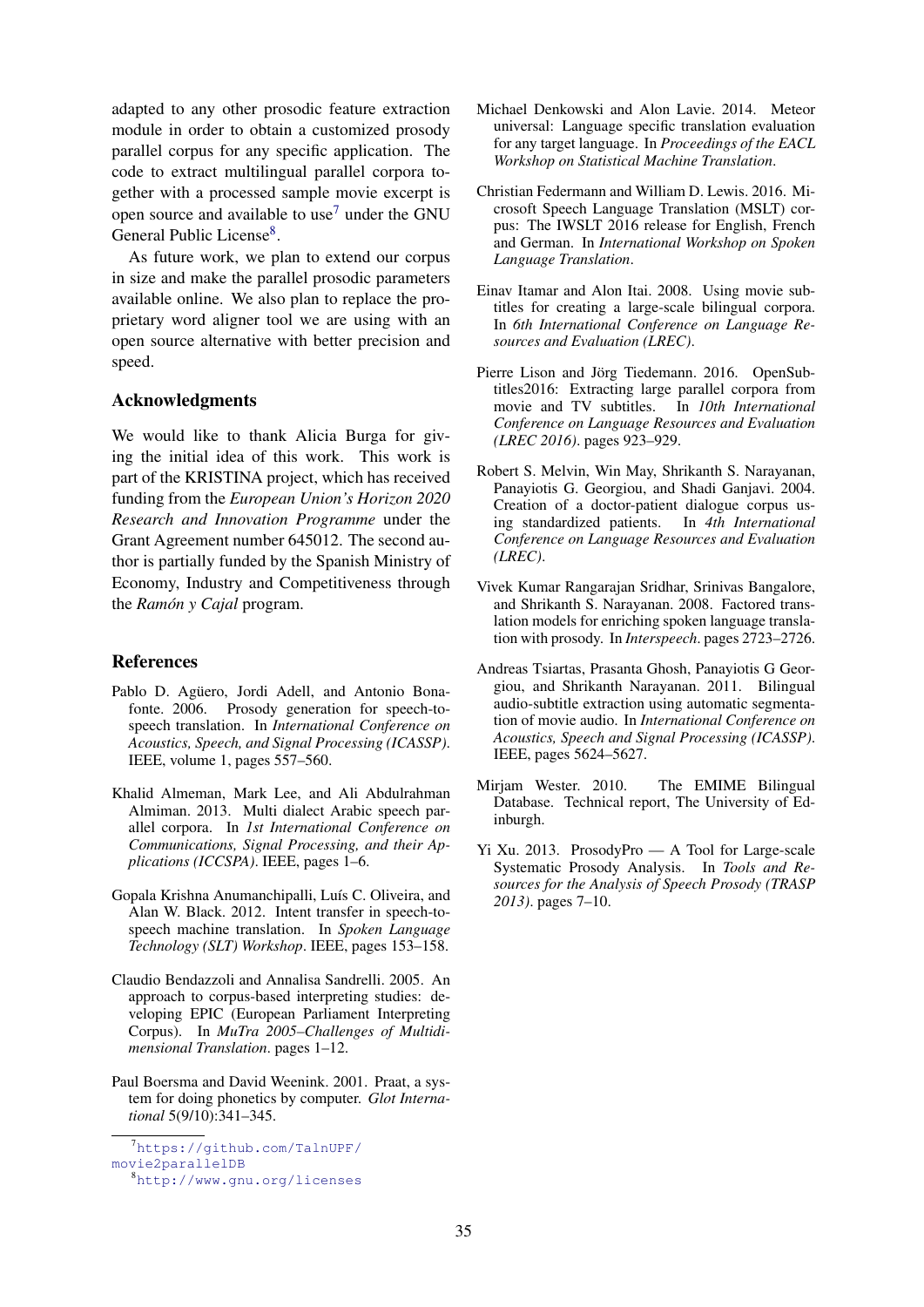adapted to any other prosodic feature extraction module in order to obtain a customized prosody parallel corpus for any specific application. The code to extract multilingual parallel corpora together with a processed sample movie excerpt is open source and available to use[7] under the GNU General Public License[8].

As future work, we plan to extend our corpus in size and make the parallel prosodic parameters available online. We also plan to replace the proprietary word aligner tool we are using with an open source alternative with better precision and speed.

## Acknowledgments

We would like to thank Alicia Burga for giving the initial idea of this work. This work is part of the KRISTINA project, which has received funding from the *European Union's Horizon 2020 Research and Innovation Programme* under the Grant Agreement number 645012. The second author is partially funded by the Spanish Ministry of Economy, Industry and Competitiveness through the *Ramón y Cajal* program.

## References

Pablo D. Agüero, Jordi Adell, and Antonio Bonafonte. 2006. Prosody generation for speech-to-speech translation. In *International Conference on Acoustics, Speech, and Signal Processing (ICASSP)*. IEEE, volume 1, pages 557–560.

Khalid Almeman, Mark Lee, and Ali Abdulrahman Almiman. 2013. Multi dialect Arabic speech parallel corpora. In *1st International Conference on Communications, Signal Processing, and their Applications (ICCSPA)*. IEEE, pages 1–6.

Gopala Krishna Anumanchipalli, Luís C. Oliveira, and Alan W. Black. 2012. Intent transfer in speech-to-speech machine translation. In *Spoken Language Technology (SLT) Workshop*. IEEE, pages 153–158.

Claudio Bendazzoli and Annalisa Sandrelli. 2005. An approach to corpus-based interpreting studies: developing EPIC (European Parliament Interpreting Corpus). In *MuTra 2005–Challenges of Multidimensional Translation*. pages 1–12.

Paul Boersma and David Weenink. 2001. Praat, a system for doing phonetics by computer. *Glot International* 5(9/10):341–345.

Michael Denkowski and Alon Lavie. 2014. Meteor universal: Language specific translation evaluation for any target language. In *Proceedings of the EACL Workshop on Statistical Machine Translation*.

Christian Federmann and William D. Lewis. 2016. Microsoft Speech Language Translation (MSLT) corpus: The IWSLT 2016 release for English, French and German. In *International Workshop on Spoken Language Translation*.

Einav Itamar and Alon Itai. 2008. Using movie subtitles for creating a large-scale bilingual corpora. In *6th International Conference on Language Resources and Evaluation (LREC)*.

Pierre Lison and Jörg Tiedemann. 2016. OpenSubtitles2016: Extracting large parallel corpora from movie and TV subtitles. In *10th International Conference on Language Resources and Evaluation (LREC 2016)*. pages 923–929.

Robert S. Melvin, Win May, Shrikanth S. Narayanan, Panayiotis G. Georgiou, and Shadi Ganjavi. 2004. Creation of a doctor-patient dialogue corpus using standardized patients. In *4th International Conference on Language Resources and Evaluation (LREC)*.

Vivek Kumar Rangarajan Sridhar, Srinivas Bangalore, and Shrikanth S. Narayanan. 2008. Factored translation models for enriching spoken language translation with prosody. In *Interspeech*. pages 2723–2726.

Andreas Tsiartas, Prasanta Ghosh, Panayiotis G Georgiou, and Shrikanth Narayanan. 2011. Bilingual audio-subtitle extraction using automatic segmentation of movie audio. In *International Conference on Acoustics, Speech and Signal Processing (ICASSP)*. IEEE, pages 5624–5627.

Mirjam Wester. 2010. The EMIME Bilingual Database. Technical report, The University of Edinburgh.

Yi Xu. 2013. ProsodyPro — A Tool for Large-scale Systematic Prosody Analysis. In *Tools and Resources for the Analysis of Speech Prosody (TRASP 2013)*. pages 7–10.

[7] https://github.com/TalnUPF/movie2parallelDB

[8] http://www.gnu.org/licenses